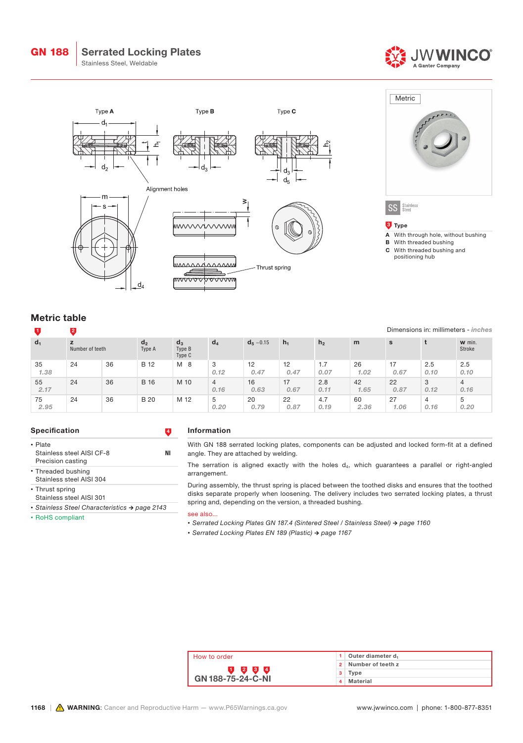# GN 188 Serrated Locking Plates

Stainless Steel, Weldable

Type A | Type B | Type C

Alignment holes

Thrust spring

Metric

SS Stainless Steel

**3 Type**

- **A** With through hole, without bushing
- **B** With threaded bushing
- **C** With threaded bushing and positioning hub

## Metric table

Dimensions in: millimeters - *inches*

| 1 $d_1$ | 2 z Number of teeth | | $d_2$ Type A | $d_3$ Type B Type C | $d_4$ | $d_5$ −0.15 | $h_1$ | $h_2$ | m | s | t | w min. Stroke |
|---|---|---|---|---|---|---|---|---|---|---|---|---|
| 35 *1.38* | 24 | 36 | B 12 | M 8 | 3 *0.12* | 12 *0.47* | 12 *0.47* | 1.7 *0.07* | 26 *1.02* | 17 *0.67* | 2.5 *0.10* | 2.5 *0.10* |
| 55 *2.17* | 24 | 36 | B 16 | M 10 | 4 *0.16* | 16 *0.63* | 17 *0.67* | 2.8 *0.11* | 42 *1.65* | 22 *0.87* | 3 *0.12* | 4 *0.16* |
| 75 *2.95* | 24 | 36 | B 20 | M 12 | 5 *0.20* | 20 *0.79* | 22 *0.87* | 4.7 *0.19* | 60 *2.36* | 27 *1.06* | 4 *0.16* | 5 *0.20* |

## Specification

4

- Plate
  Stainless steel AISI CF-8 — NI
  Precision casting
- Threaded bushing
  Stainless steel AISI 304
- Thrust spring
  Stainless steel AISI 301
- *Stainless Steel Characteristics → page 2143*
- RoHS compliant

## Information

With GN 188 serrated locking plates, components can be adjusted and locked form-fit at a defined angle. They are attached by welding.

The serration is aligned exactly with the holes $d_4$, which guarantees a parallel or right-angled arrangement.

During assembly, the thrust spring is placed between the toothed disks and ensures that the toothed disks separate properly when loosening. The delivery includes two serrated locking plates, a thrust spring and, depending on the version, a threaded bushing.

see also...

- *Serrated Locking Plates GN 187.4 (Sintered Steel / Stainless Steel) → page 1160*
- *Serrated Locking Plates EN 189 (Plastic) → page 1167*

How to order

GN 188-75-24-C-NI

| | |
|---|---|
| 1 | Outer diameter $d_1$ |
| 2 | Number of teeth z |
| 3 | Type |
| 4 | Material |

**WARNING**: Cancer and Reproductive Harm — www.P65Warnings.ca.gov

www.jwwinco.com | phone: 1-800-877-8351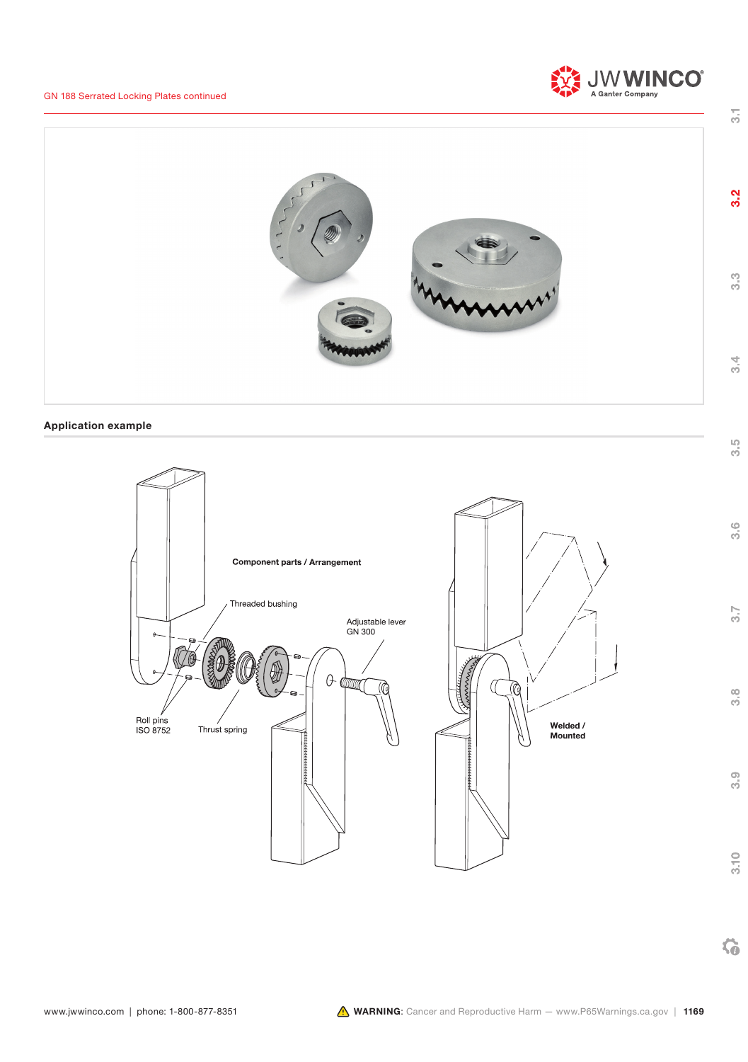GN 188 Serrated Locking Plates continued

## Application example

Component parts / Arrangement

Threaded bushing

Adjustable lever
GN 300

Roll pins
ISO 8752

Thrust spring

Welded /
Mounted